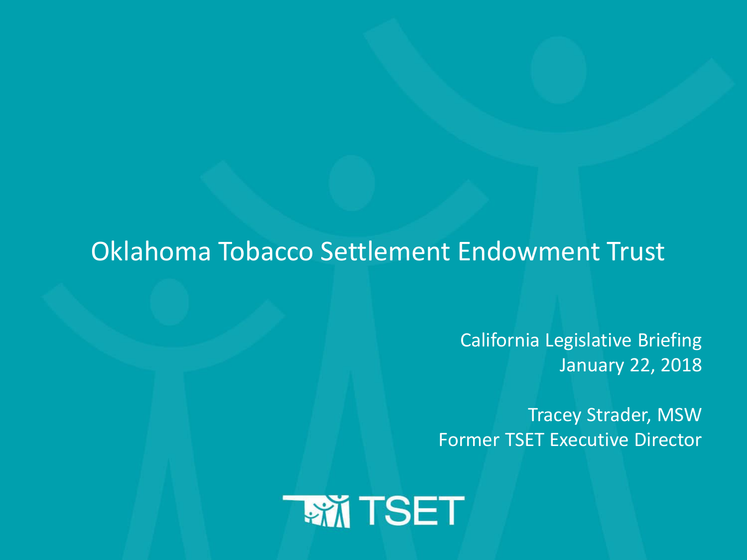# Oklahoma Tobacco Settlement Endowment Trust

California Legislative Briefing
January 22, 2018

Tracey Strader, MSW
Former TSET Executive Director

TSET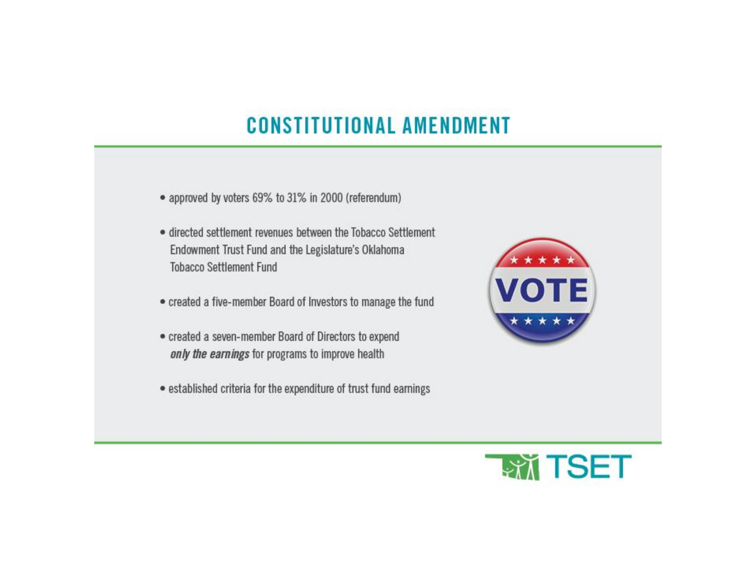## CONSTITUTIONAL AMENDMENT

- approved by voters 69% to 31% in 2000 (referendum)
- directed settlement revenues between the Tobacco Settlement Endowment Trust Fund and the Legislature's Oklahoma Tobacco Settlement Fund
- created a five-member Board of Investors to manage the fund
- created a seven-member Board of Directors to expend ***only the earnings*** for programs to improve health
- established criteria for the expenditure of trust fund earnings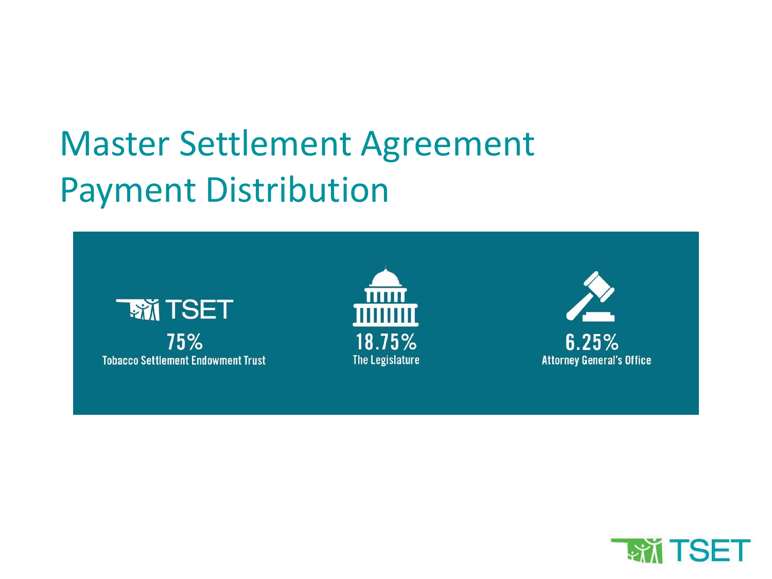# Master Settlement Agreement Payment Distribution

TSET
**75%**
Tobacco Settlement Endowment Trust

**18.75%**
The Legislature

**6.25%**
Attorney General's Office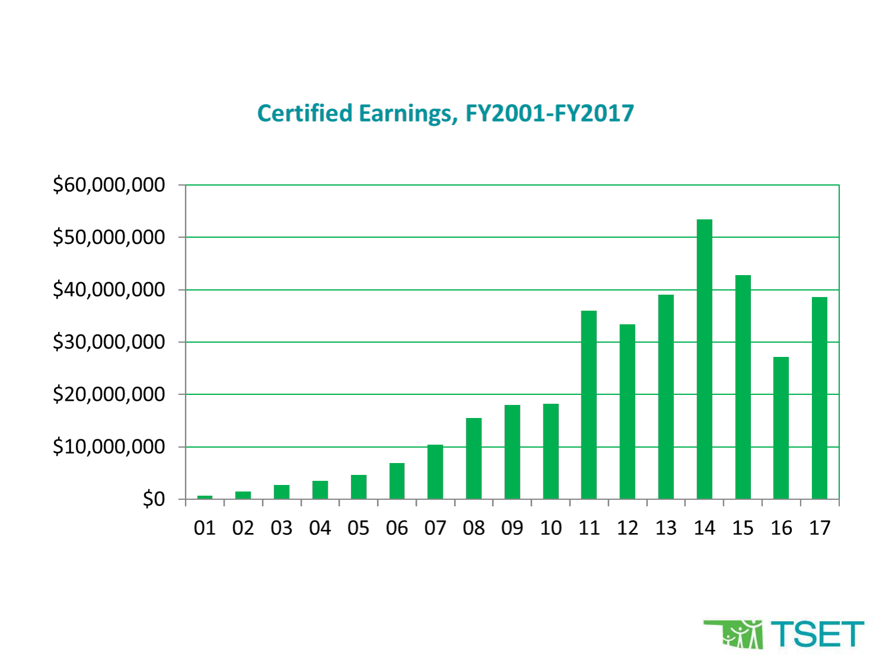## Certified Earnings, FY2001-FY2017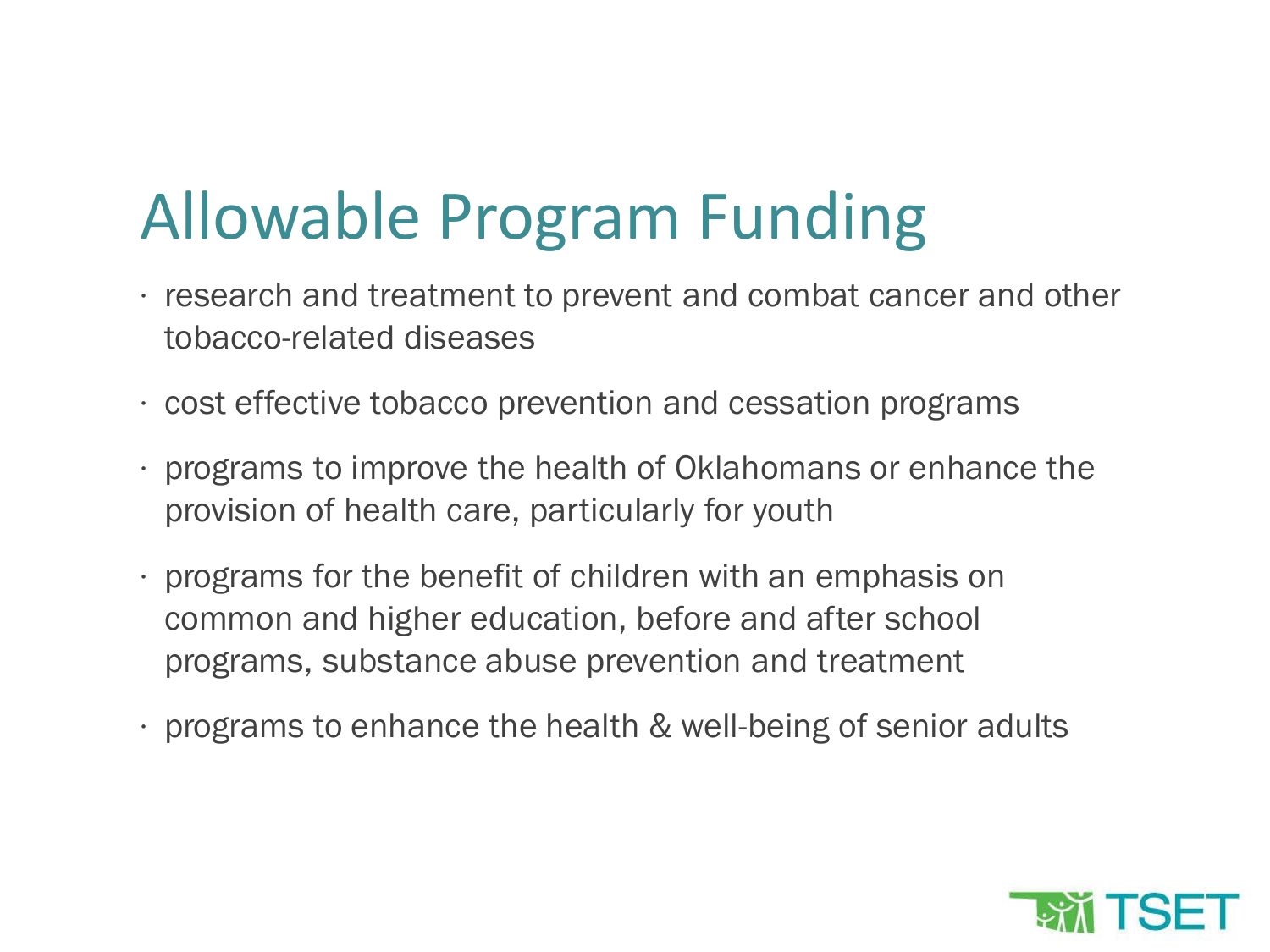# Allowable Program Funding

- research and treatment to prevent and combat cancer and other tobacco-related diseases
- cost effective tobacco prevention and cessation programs
- programs to improve the health of Oklahomans or enhance the provision of health care, particularly for youth
- programs for the benefit of children with an emphasis on common and higher education, before and after school programs, substance abuse prevention and treatment
- programs to enhance the health & well-being of senior adults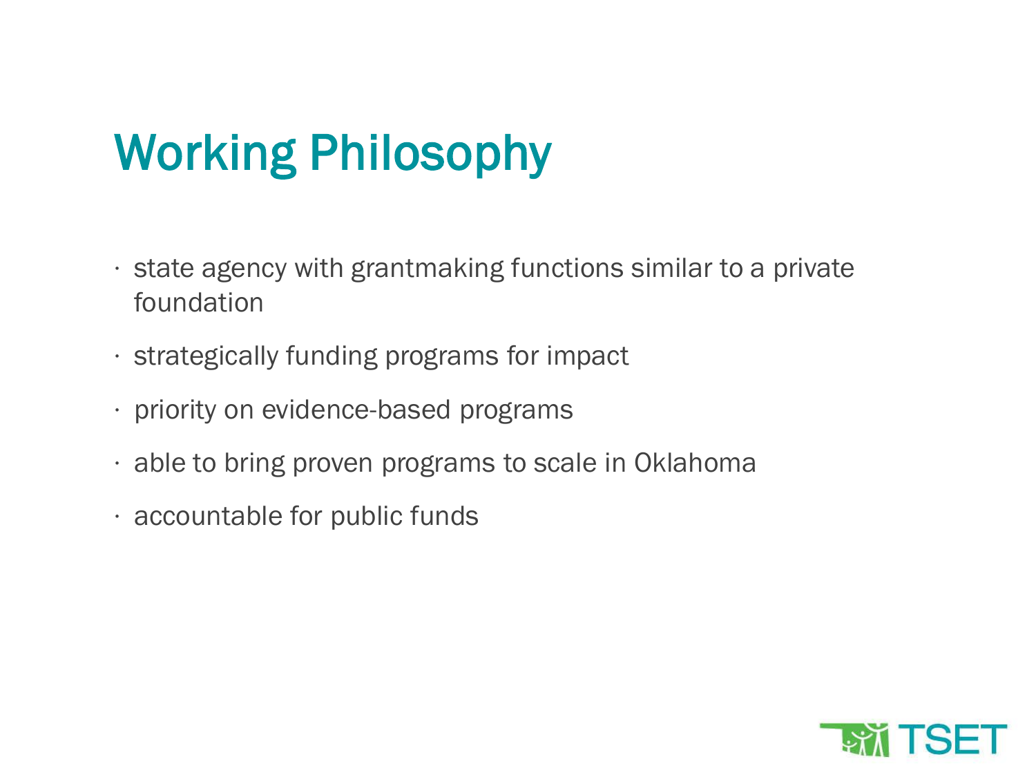# Working Philosophy

- state agency with grantmaking functions similar to a private foundation
- strategically funding programs for impact
- priority on evidence-based programs
- able to bring proven programs to scale in Oklahoma
- accountable for public funds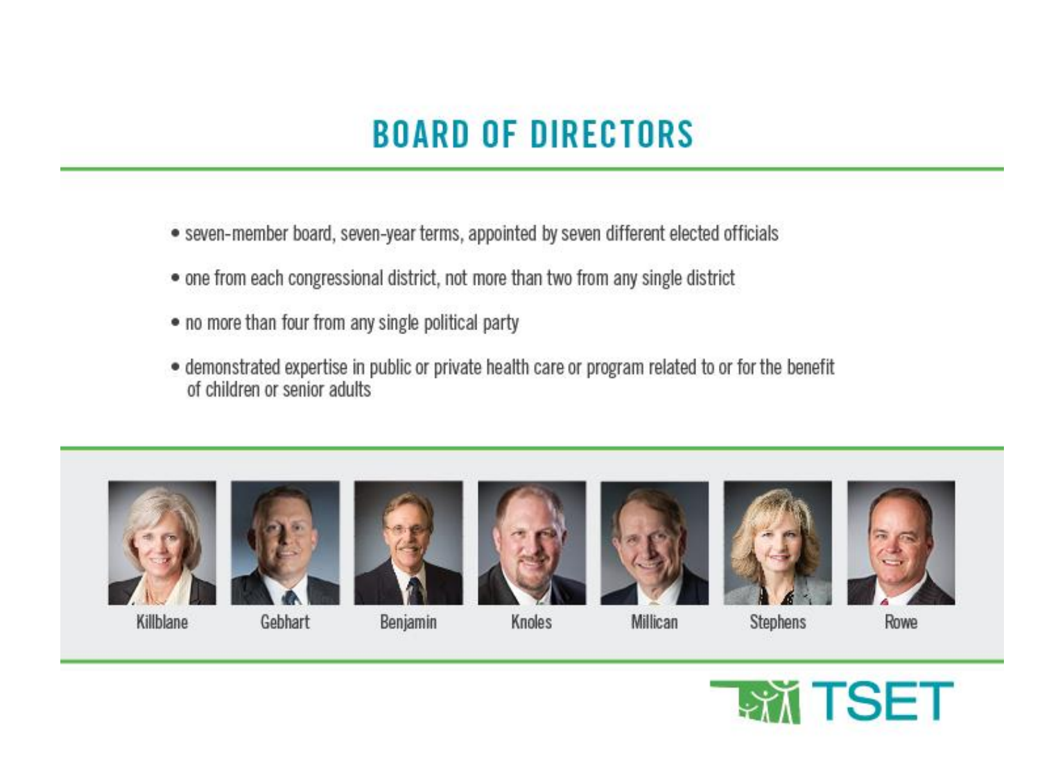# BOARD OF DIRECTORS

- seven-member board, seven-year terms, appointed by seven different elected officials
- one from each congressional district, not more than two from any single district
- no more than four from any single political party
- demonstrated expertise in public or private health care or program related to or for the benefit of children or senior adults

Killblane

Gebhart

Benjamin

Knoles

Millican

Stephens

Rowe

TSET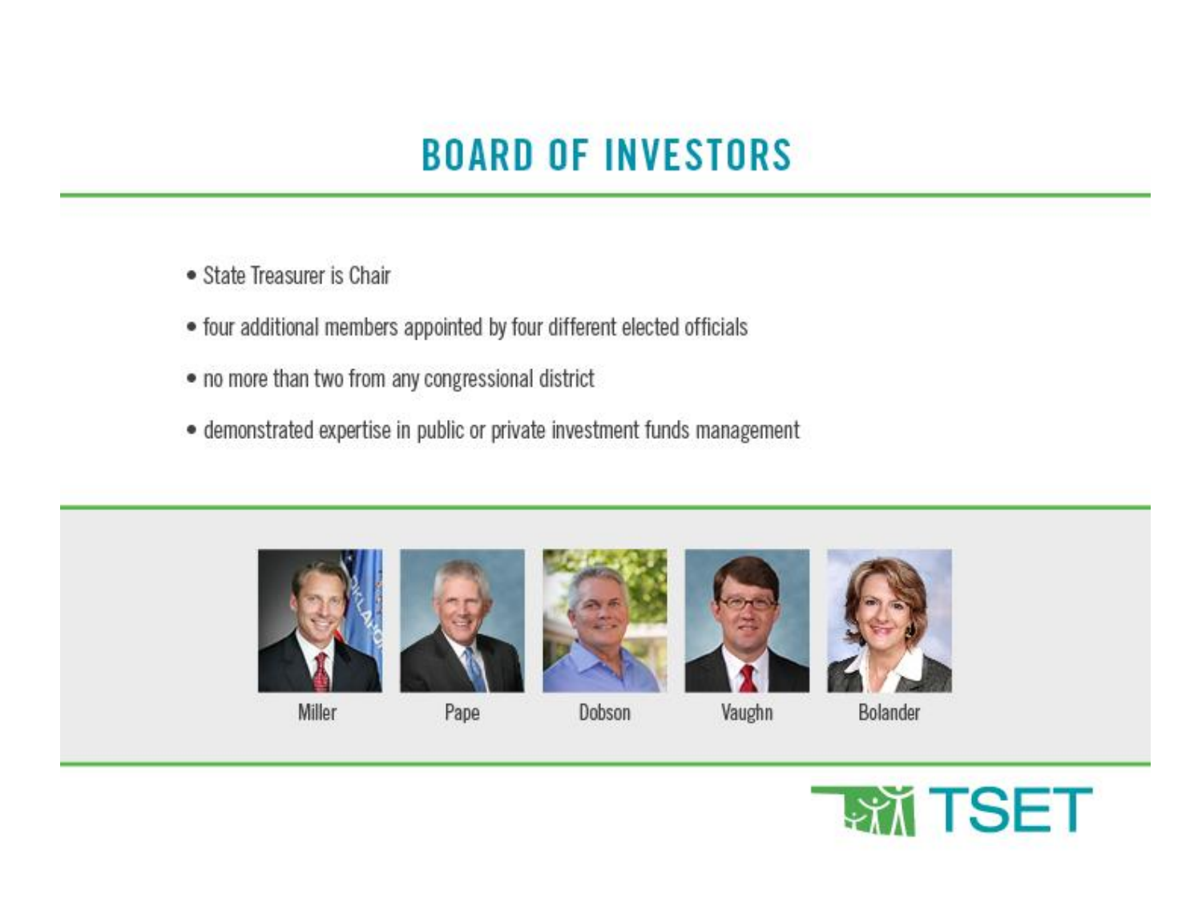# BOARD OF INVESTORS

- State Treasurer is Chair
- four additional members appointed by four different elected officials
- no more than two from any congressional district
- demonstrated expertise in public or private investment funds management

Miller

Pape

Dobson

Vaughn

Bolander

TSET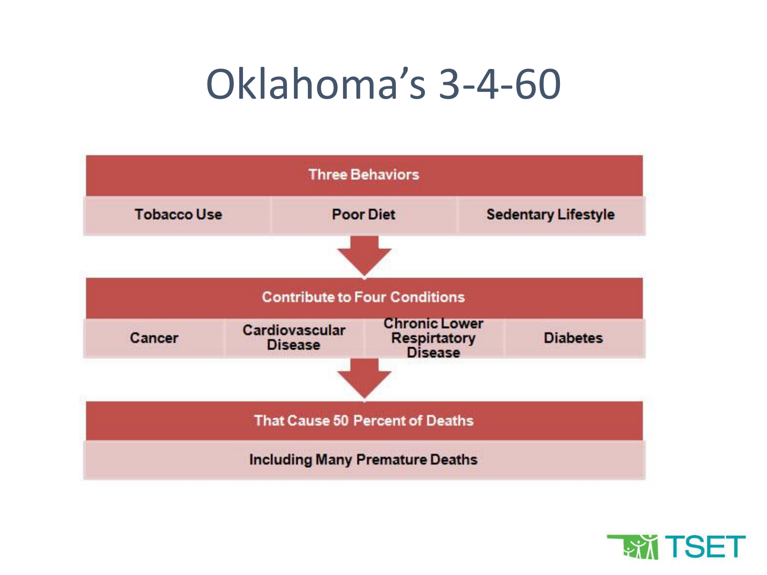# Oklahoma's 3-4-60

| Three Behaviors | | |
|---|---|---|
| Tobacco Use | Poor Diet | Sedentary Lifestyle |

↓

| Contribute to Four Conditions | | | |
|---|---|---|---|
| Cancer | Cardiovascular Disease | Chronic Lower Respiratory Disease | Diabetes |

↓

| That Cause 50 Percent of Deaths |
|---|
| Including Many Premature Deaths |

TSET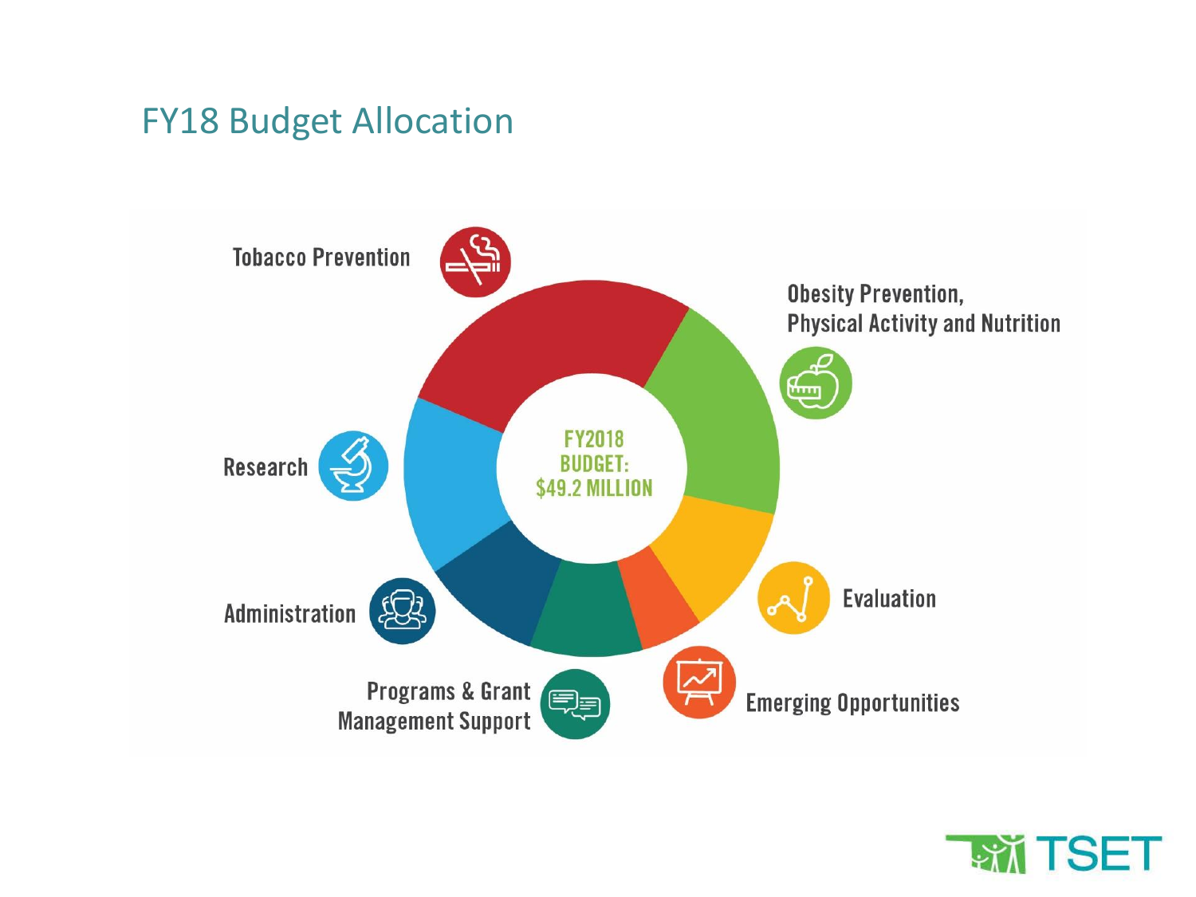# FY18 Budget Allocation

FY2018 BUDGET: $49.2 MILLION

- Tobacco Prevention
- Obesity Prevention, Physical Activity and Nutrition
- Evaluation
- Emerging Opportunities
- Programs & Grant Management Support
- Administration
- Research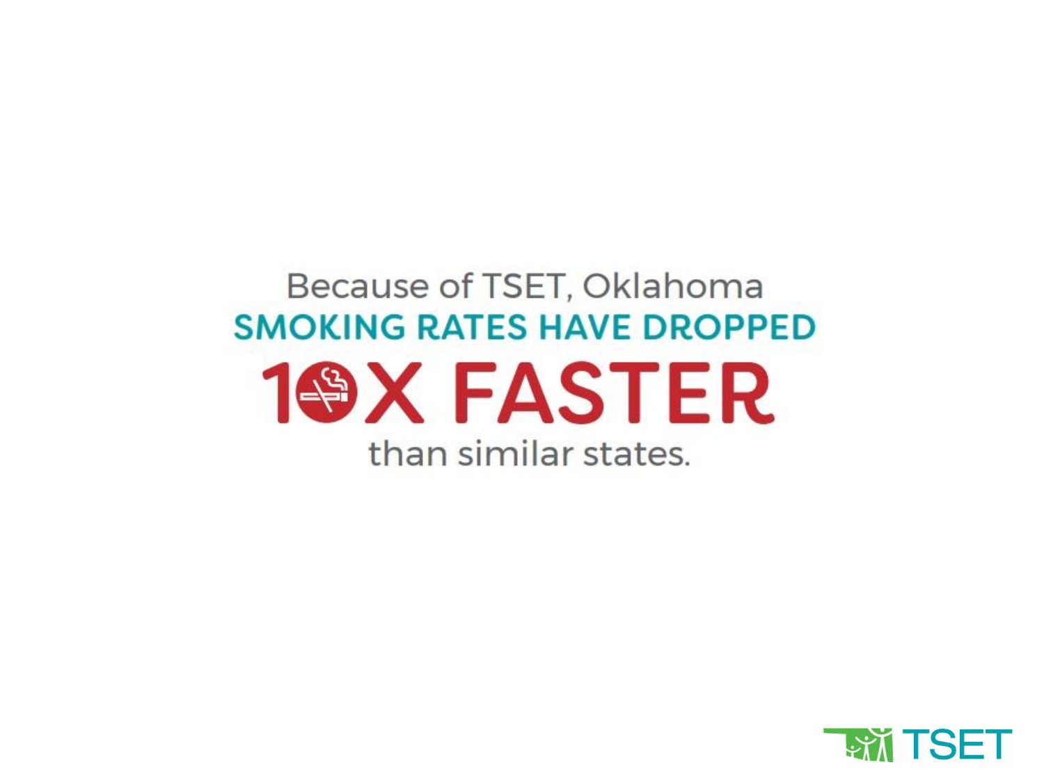Because of TSET, Oklahoma

**SMOKING RATES HAVE DROPPED**

# 10X FASTER

than similar states.

TSET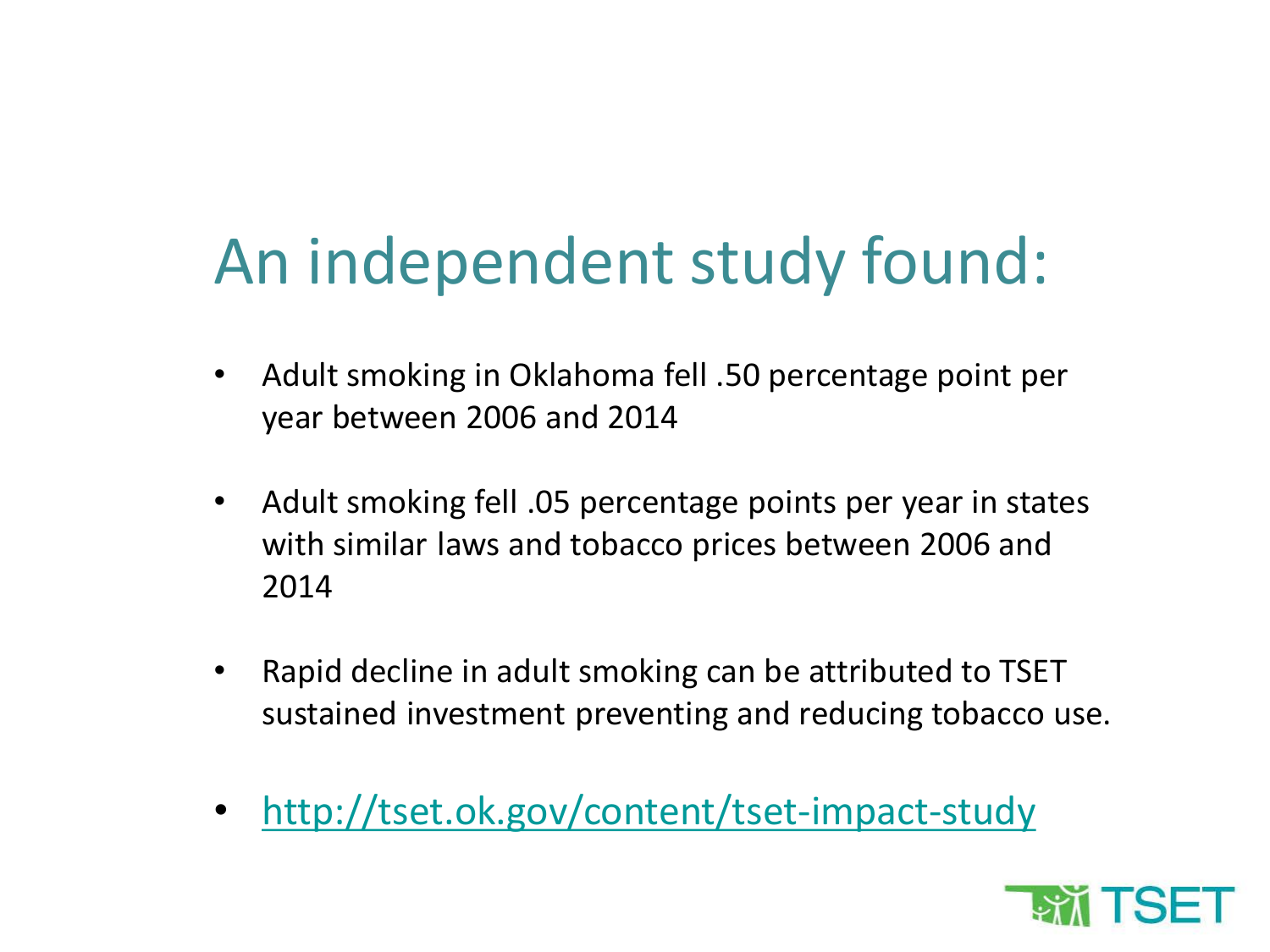# An independent study found:

- Adult smoking in Oklahoma fell .50 percentage point per year between 2006 and 2014
- Adult smoking fell .05 percentage points per year in states with similar laws and tobacco prices between 2006 and 2014
- Rapid decline in adult smoking can be attributed to TSET sustained investment preventing and reducing tobacco use.
- http://tset.ok.gov/content/tset-impact-study

TSET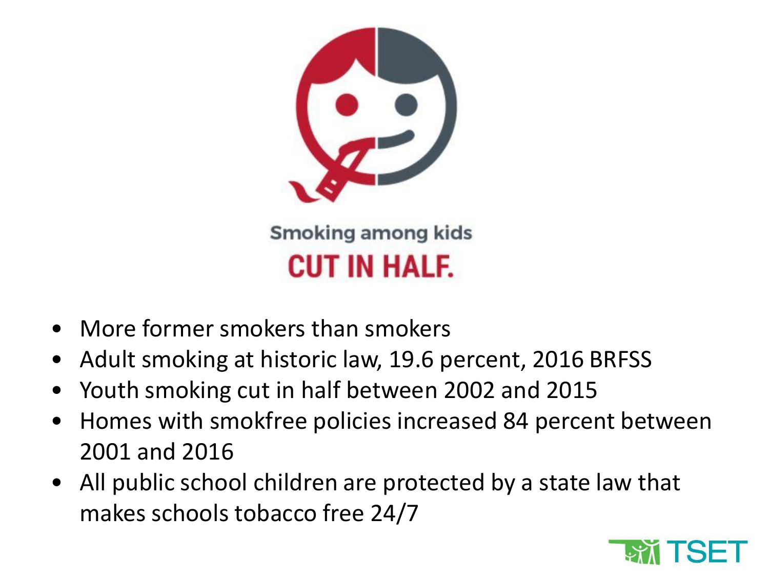Smoking among kids

**CUT IN HALF.**

- More former smokers than smokers
- Adult smoking at historic law, 19.6 percent, 2016 BRFSS
- Youth smoking cut in half between 2002 and 2015
- Homes with smokfree policies increased 84 percent between 2001 and 2016
- All public school children are protected by a state law that makes schools tobacco free 24/7

TSET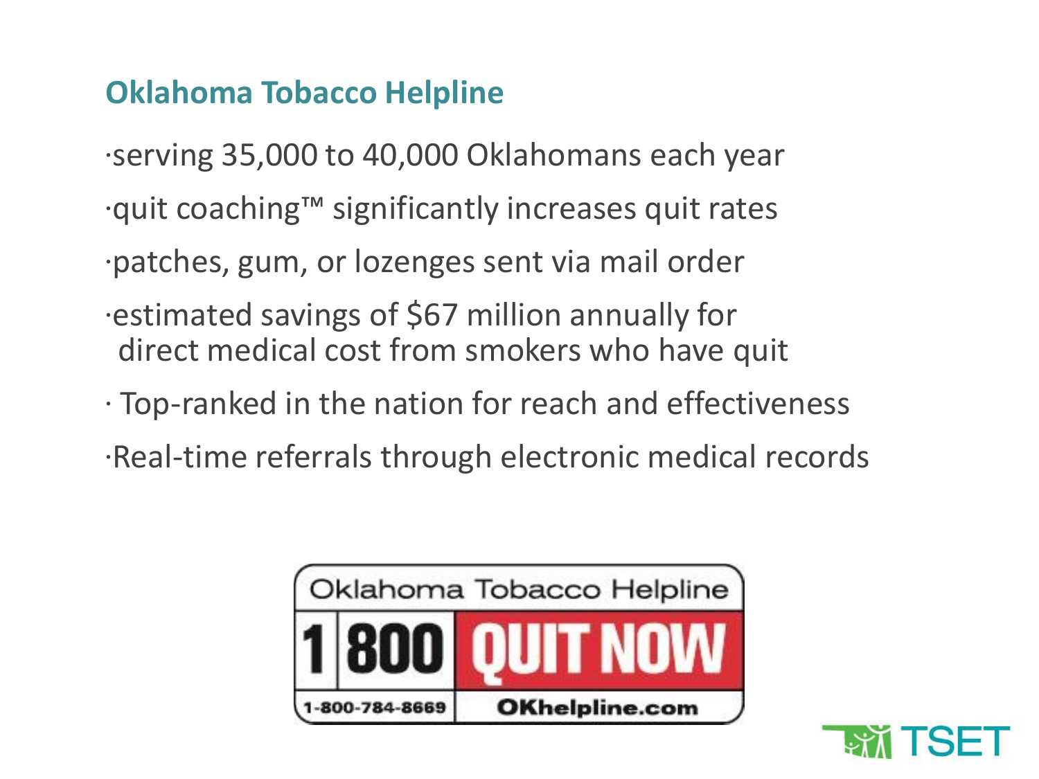## Oklahoma Tobacco Helpline

- serving 35,000 to 40,000 Oklahomans each year
- quit coaching™ significantly increases quit rates
- patches, gum, or lozenges sent via mail order
- estimated savings of $67 million annually for direct medical cost from smokers who have quit
- Top-ranked in the nation for reach and effectiveness
- Real-time referrals through electronic medical records

Oklahoma Tobacco Helpline

1 800 QUIT NOW

1-800-784-8669 OKhelpline.com

TSET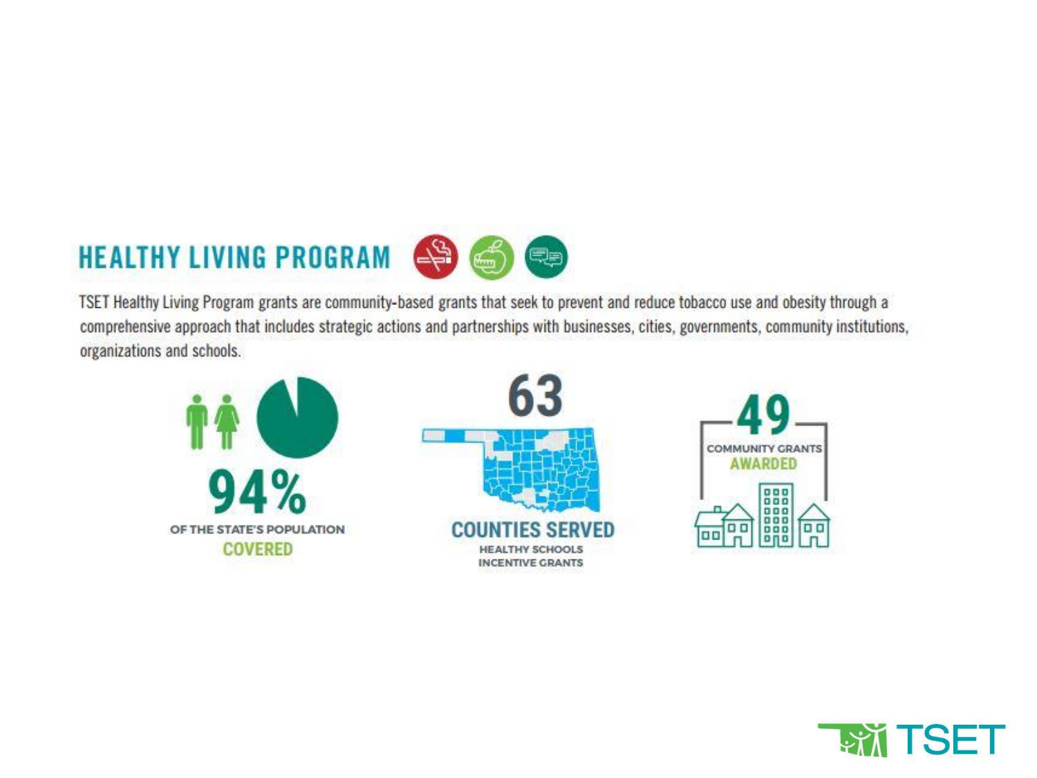## HEALTHY LIVING PROGRAM

TSET Healthy Living Program grants are community-based grants that seek to prevent and reduce tobacco use and obesity through a comprehensive approach that includes strategic actions and partnerships with businesses, cities, governments, community institutions, organizations and schools.

**94%**
OF THE STATE'S POPULATION
**COVERED**

**63**
**COUNTIES SERVED**
HEALTHY SCHOOLS INCENTIVE GRANTS

**49**
COMMUNITY GRANTS
**AWARDED**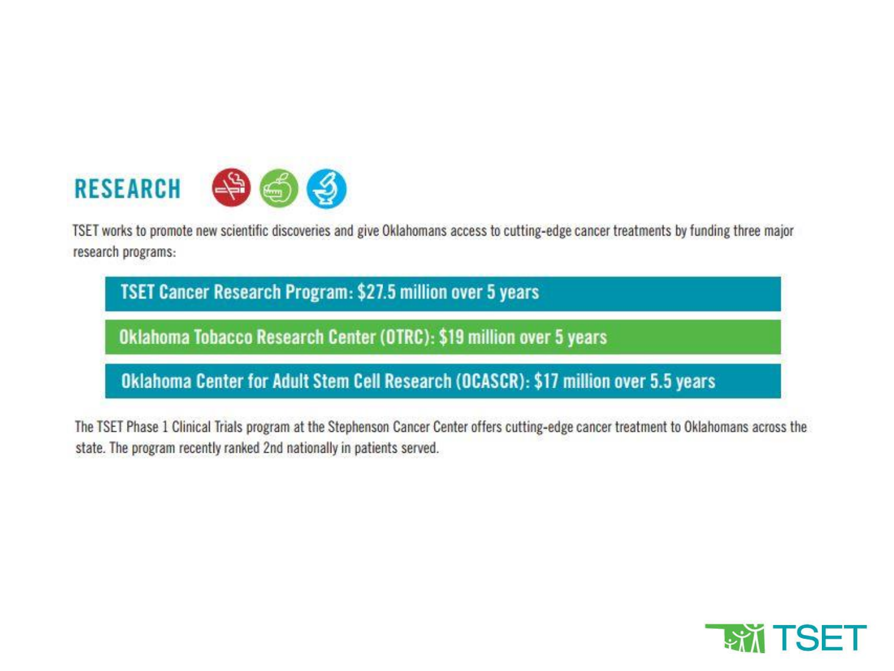## RESEARCH

TSET works to promote new scientific discoveries and give Oklahomans access to cutting-edge cancer treatments by funding three major research programs:

- **TSET Cancer Research Program: $27.5 million over 5 years**
- **Oklahoma Tobacco Research Center (OTRC): $19 million over 5 years**
- **Oklahoma Center for Adult Stem Cell Research (OCASCR): $17 million over 5.5 years**

The TSET Phase 1 Clinical Trials program at the Stephenson Cancer Center offers cutting-edge cancer treatment to Oklahomans across the state. The program recently ranked 2nd nationally in patients served.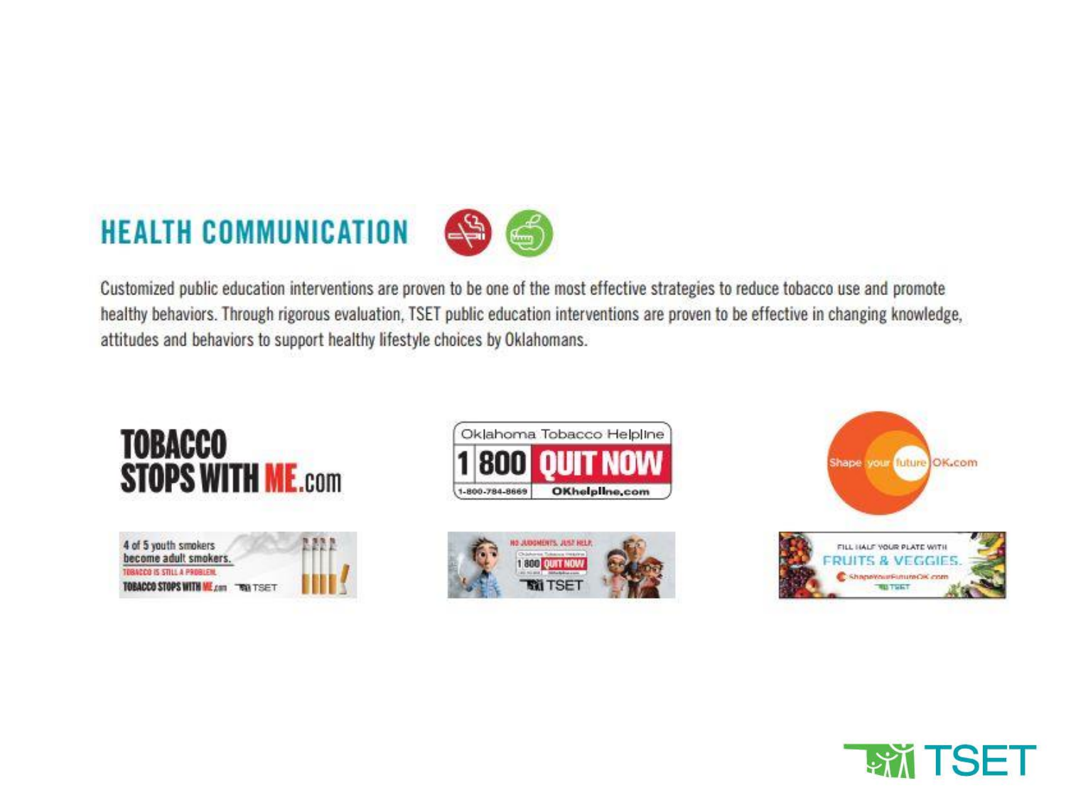## HEALTH COMMUNICATION

Customized public education interventions are proven to be one of the most effective strategies to reduce tobacco use and promote healthy behaviors. Through rigorous evaluation, TSET public education interventions are proven to be effective in changing knowledge, attitudes and behaviors to support healthy lifestyle choices by Oklahomans.

TOBACCO STOPS WITH ME.com

Oklahoma Tobacco Helpline 1 800 QUIT NOW 1-800-784-8669 OKhelpline.com

Shape your future OK.com

4 of 5 youth smokers become adult smokers. TOBACCO IS STILL A PROBLEM. TOBACCO STOPS WITH ME.com TSET

NO JUDGMENTS. JUST HELP. 1 800 QUIT NOW TSET

FILL HALF YOUR PLATE WITH FRUITS & VEGGIES. ShapeYourFutureOK.com TSET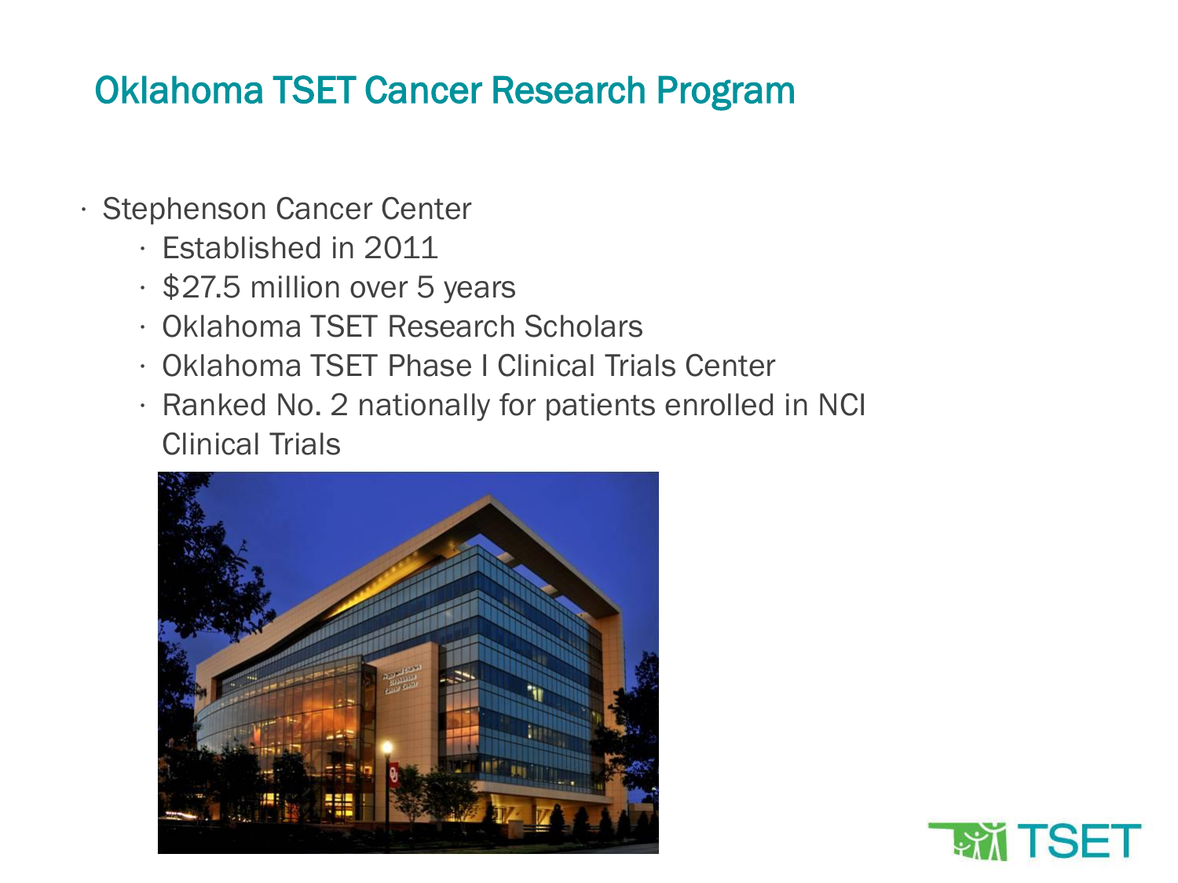# Oklahoma TSET Cancer Research Program

- Stephenson Cancer Center
  - Established in 2011
  - $27.5 million over 5 years
  - Oklahoma TSET Research Scholars
  - Oklahoma TSET Phase I Clinical Trials Center
  - Ranked No. 2 nationally for patients enrolled in NCI Clinical Trials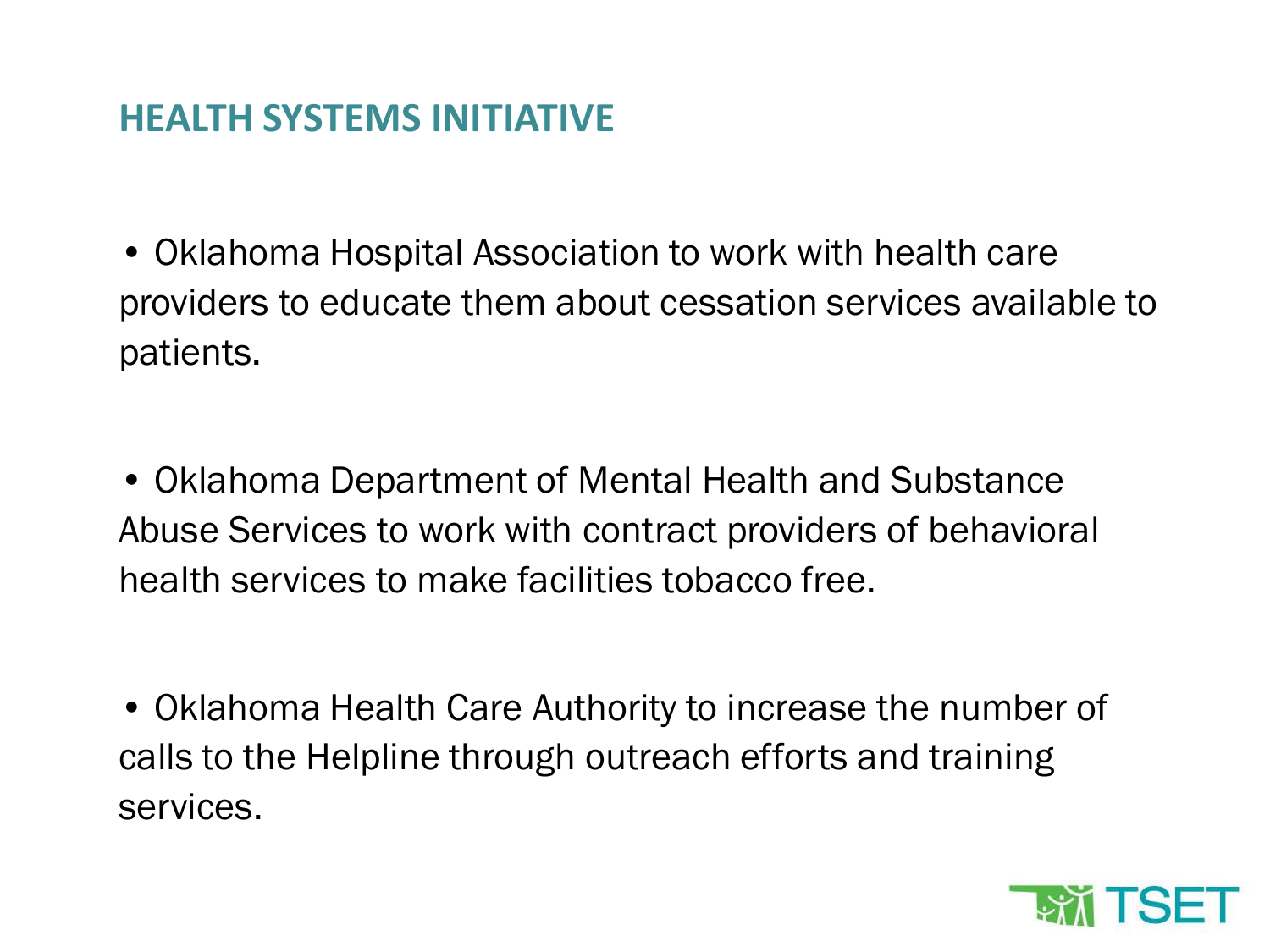## HEALTH SYSTEMS INITIATIVE

- Oklahoma Hospital Association to work with health care providers to educate them about cessation services available to patients.

- Oklahoma Department of Mental Health and Substance Abuse Services to work with contract providers of behavioral health services to make facilities tobacco free.

- Oklahoma Health Care Authority to increase the number of calls to the Helpline through outreach efforts and training services.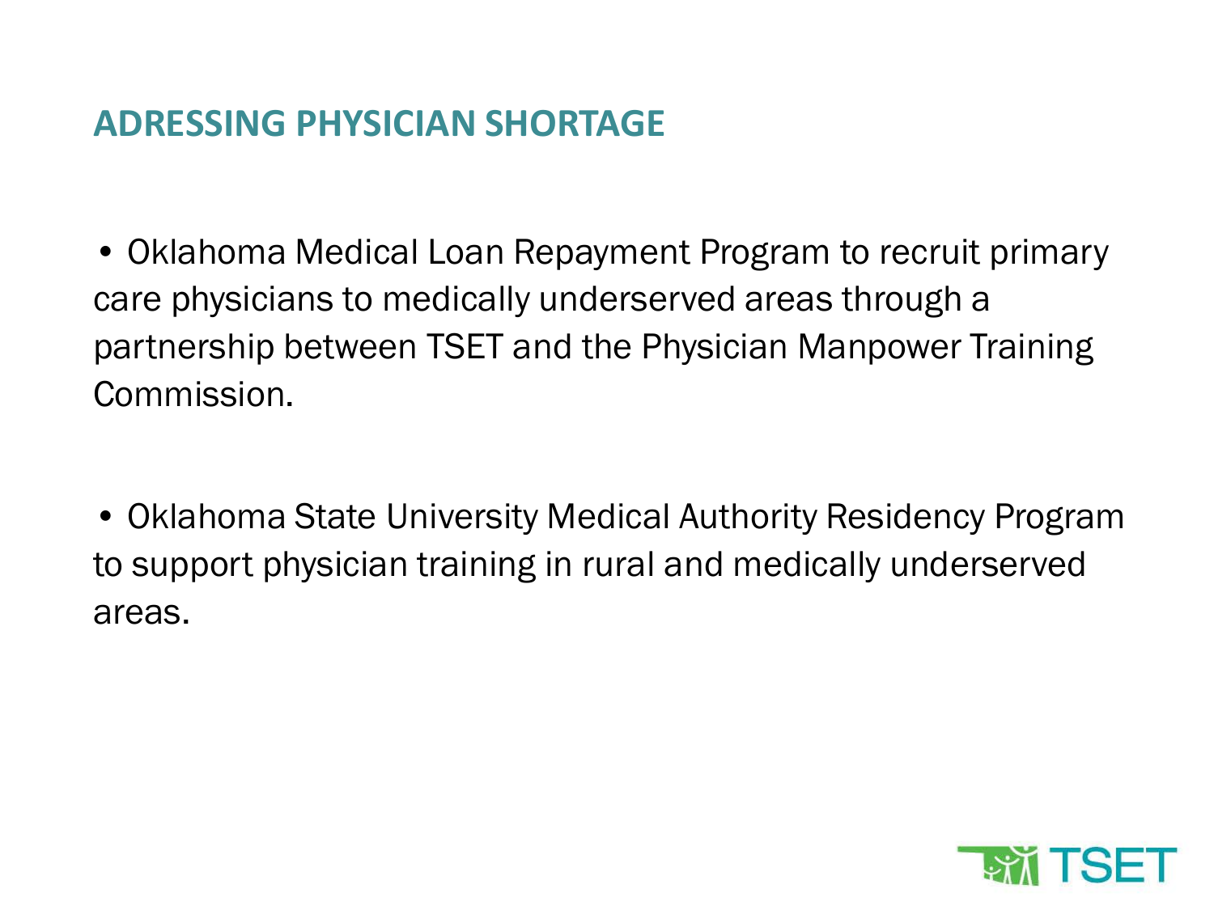## ADRESSING PHYSICIAN SHORTAGE

- Oklahoma Medical Loan Repayment Program to recruit primary care physicians to medically underserved areas through a partnership between TSET and the Physician Manpower Training Commission.

- Oklahoma State University Medical Authority Residency Program to support physician training in rural and medically underserved areas.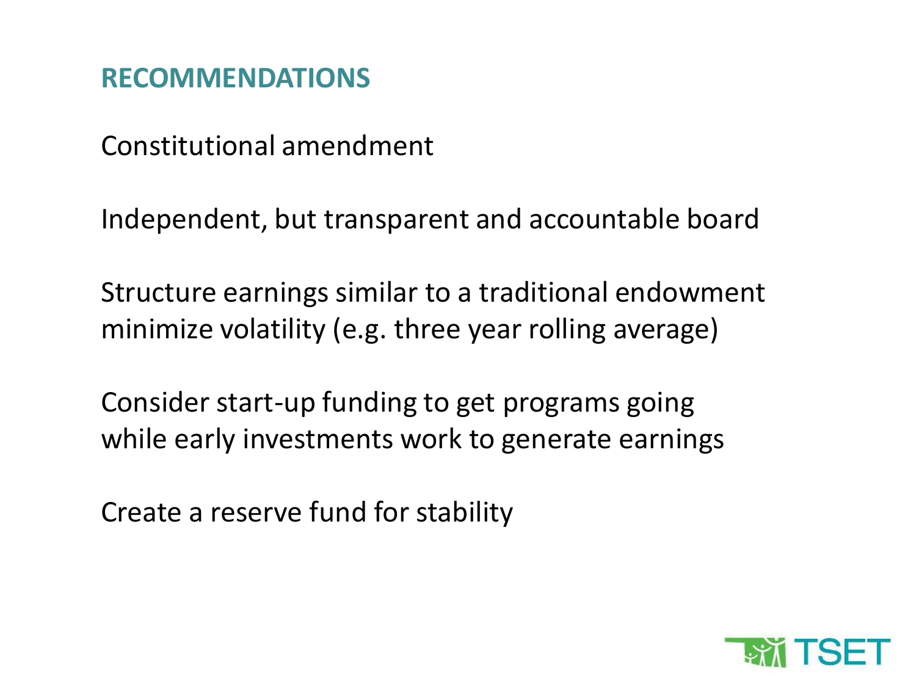## RECOMMENDATIONS

Constitutional amendment

Independent, but transparent and accountable board

Structure earnings similar to a traditional endowment minimize volatility (e.g. three year rolling average)

Consider start-up funding to get programs going while early investments work to generate earnings

Create a reserve fund for stability